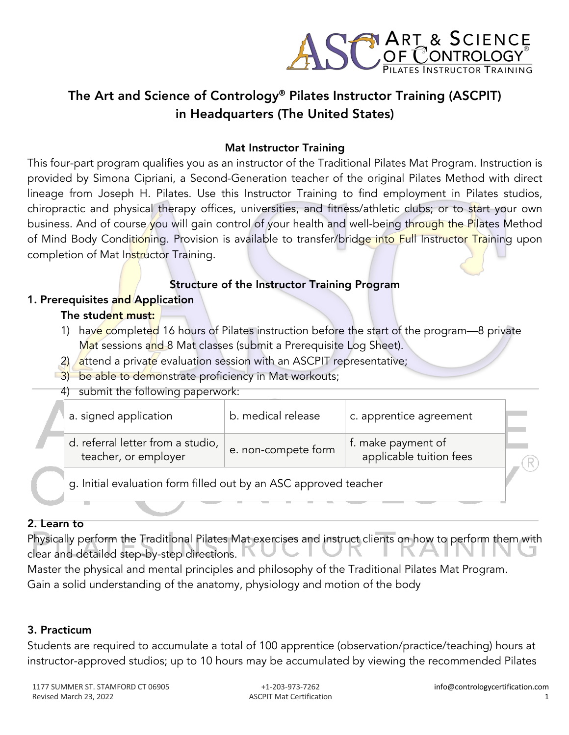# The Art and Science of Contrology® Pilates Instructor Training (ASCPIT) in Headquarters (The United States)

## Mat Instructor Training

This four-part program qualifies you as an instructor of the Traditional Pilates Mat Program. Instruction is provided by Simona Cipriani, a Second-Generation teacher of the original Pilates Method with direct lineage from Joseph H. Pilates. Use this Instructor Training to find employment in Pilates studios, chiropractic and physical therapy offices, universities, and fitness/athletic clubs; or to start your own business. And of course you will gain control of your health and well-being through the Pilates Method of Mind Body Conditioning. Provision is available to transfer/bridge into Full Instructor Training upon completion of Mat Instructor Training.

## Structure of the Instructor Training Program

### 1. Prerequisites and Application

**The student must:**

1) have completed 16 hours of Pilates instruction before the start of the program—8 private Mat sessions and 8 Mat classes (submit a Prerequisite Log Sheet).
2) attend a private evaluation session with an ASCPIT representative;
3) be able to demonstrate proficiency in Mat workouts;
4) submit the following paperwork:

| | | |
|---|---|---|
| a. signed application | b. medical release | c. apprentice agreement |
| d. referral letter from a studio, teacher, or employer | e. non-compete form | f. make payment of applicable tuition fees |
| g. Initial evaluation form filled out by an ASC approved teacher | | |

### 2. Learn to

Physically perform the Traditional Pilates Mat exercises and instruct clients on how to perform them with clear and detailed step-by-step directions.

Master the physical and mental principles and philosophy of the Traditional Pilates Mat Program.

Gain a solid understanding of the anatomy, physiology and motion of the body

### 3. Practicum

Students are required to accumulate a total of 100 apprentice (observation/practice/teaching) hours at instructor-approved studios; up to 10 hours may be accumulated by viewing the recommended Pilates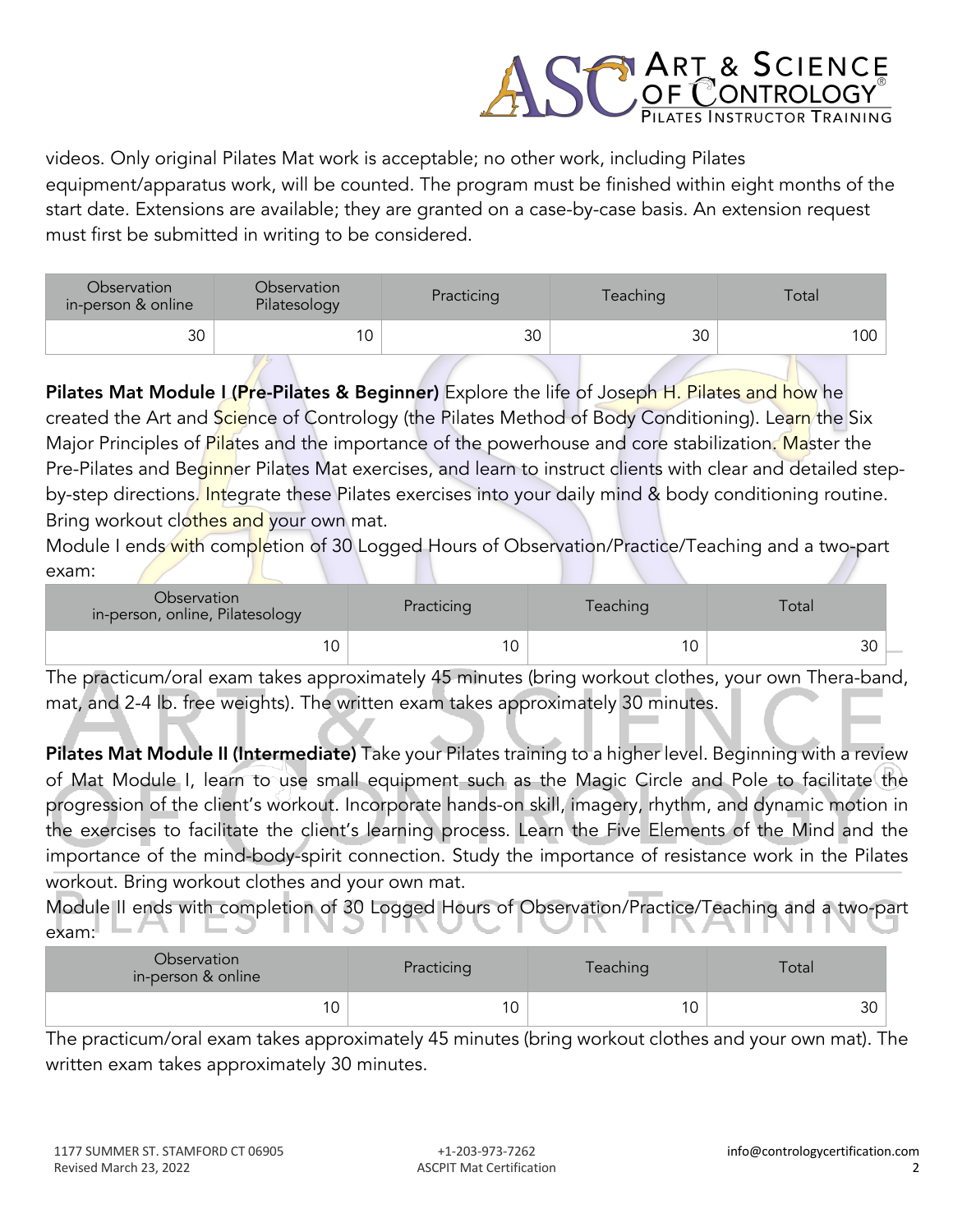videos. Only original Pilates Mat work is acceptable; no other work, including Pilates equipment/apparatus work, will be counted. The program must be finished within eight months of the start date. Extensions are available; they are granted on a case-by-case basis. An extension request must first be submitted in writing to be considered.

| Observation in-person & online | Observation Pilatesology | Practicing | Teaching | Total |
|---|---|---|---|---|
| 30 | 10 | 30 | 30 | 100 |

**Pilates Mat Module I (Pre-Pilates & Beginner)** Explore the life of Joseph H. Pilates and how he created the Art and Science of Contrology (the Pilates Method of Body Conditioning). Learn the Six Major Principles of Pilates and the importance of the powerhouse and core stabilization. Master the Pre-Pilates and Beginner Pilates Mat exercises, and learn to instruct clients with clear and detailed step-by-step directions. Integrate these Pilates exercises into your daily mind & body conditioning routine. Bring workout clothes and your own mat.

Module I ends with completion of 30 Logged Hours of Observation/Practice/Teaching and a two-part exam:

| Observation in-person, online, Pilatesology | Practicing | Teaching | Total |
|---|---|---|---|
| 10 | 10 | 10 | 30 |

The practicum/oral exam takes approximately 45 minutes (bring workout clothes, your own Thera-band, mat, and 2-4 lb. free weights). The written exam takes approximately 30 minutes.

**Pilates Mat Module II (Intermediate)** Take your Pilates training to a higher level. Beginning with a review of Mat Module I, learn to use small equipment such as the Magic Circle and Pole to facilitate the progression of the client's workout. Incorporate hands-on skill, imagery, rhythm, and dynamic motion in the exercises to facilitate the client's learning process. Learn the Five Elements of the Mind and the importance of the mind-body-spirit connection. Study the importance of resistance work in the Pilates workout. Bring workout clothes and your own mat.

Module II ends with completion of 30 Logged Hours of Observation/Practice/Teaching and a two-part exam:

| Observation in-person & online | Practicing | Teaching | Total |
|---|---|---|---|
| 10 | 10 | 10 | 30 |

The practicum/oral exam takes approximately 45 minutes (bring workout clothes and your own mat). The written exam takes approximately 30 minutes.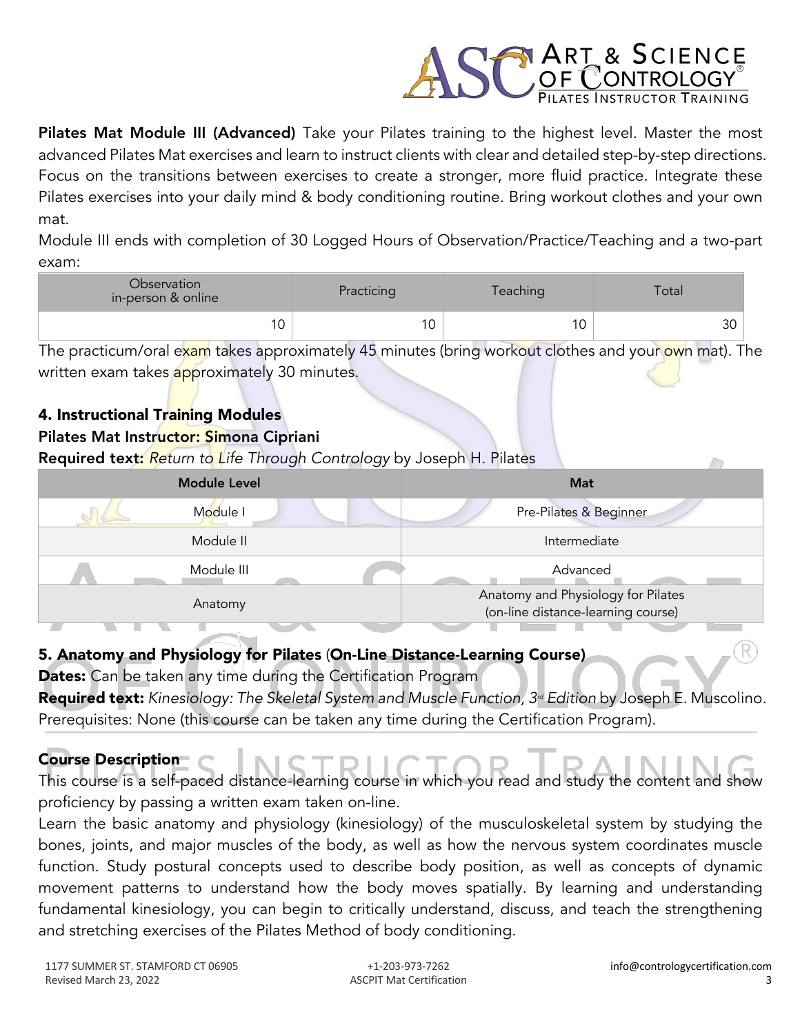**Pilates Mat Module III (Advanced)** Take your Pilates training to the highest level. Master the most advanced Pilates Mat exercises and learn to instruct clients with clear and detailed step-by-step directions. Focus on the transitions between exercises to create a stronger, more fluid practice. Integrate these Pilates exercises into your daily mind & body conditioning routine. Bring workout clothes and your own mat.

Module III ends with completion of 30 Logged Hours of Observation/Practice/Teaching and a two-part exam:

| Observation in-person & online | Practicing | Teaching | Total |
|---|---|---|---|
| 10 | 10 | 10 | 30 |

The practicum/oral exam takes approximately 45 minutes (bring workout clothes and your own mat). The written exam takes approximately 30 minutes.

### 4. Instructional Training Modules

**Pilates Mat Instructor: Simona Cipriani**

**Required text:** *Return to Life Through Contrology* by Joseph H. Pilates

| Module Level | Mat |
|---|---|
| Module I | Pre-Pilates & Beginner |
| Module II | Intermediate |
| Module III | Advanced |
| Anatomy | Anatomy and Physiology for Pilates (on-line distance-learning course) |

### 5. Anatomy and Physiology for Pilates (On-Line Distance-Learning Course)

**Dates:** Can be taken any time during the Certification Program

**Required text:** *Kinesiology: The Skeletal System and Muscle Function, 3rd Edition* by Joseph E. Muscolino.

Prerequisites: None (this course can be taken any time during the Certification Program).

**Course Description**

This course is a self-paced distance-learning course in which you read and study the content and show proficiency by passing a written exam taken on-line.

Learn the basic anatomy and physiology (kinesiology) of the musculoskeletal system by studying the bones, joints, and major muscles of the body, as well as how the nervous system coordinates muscle function. Study postural concepts used to describe body position, as well as concepts of dynamic movement patterns to understand how the body moves spatially. By learning and understanding fundamental kinesiology, you can begin to critically understand, discuss, and teach the strengthening and stretching exercises of the Pilates Method of body conditioning.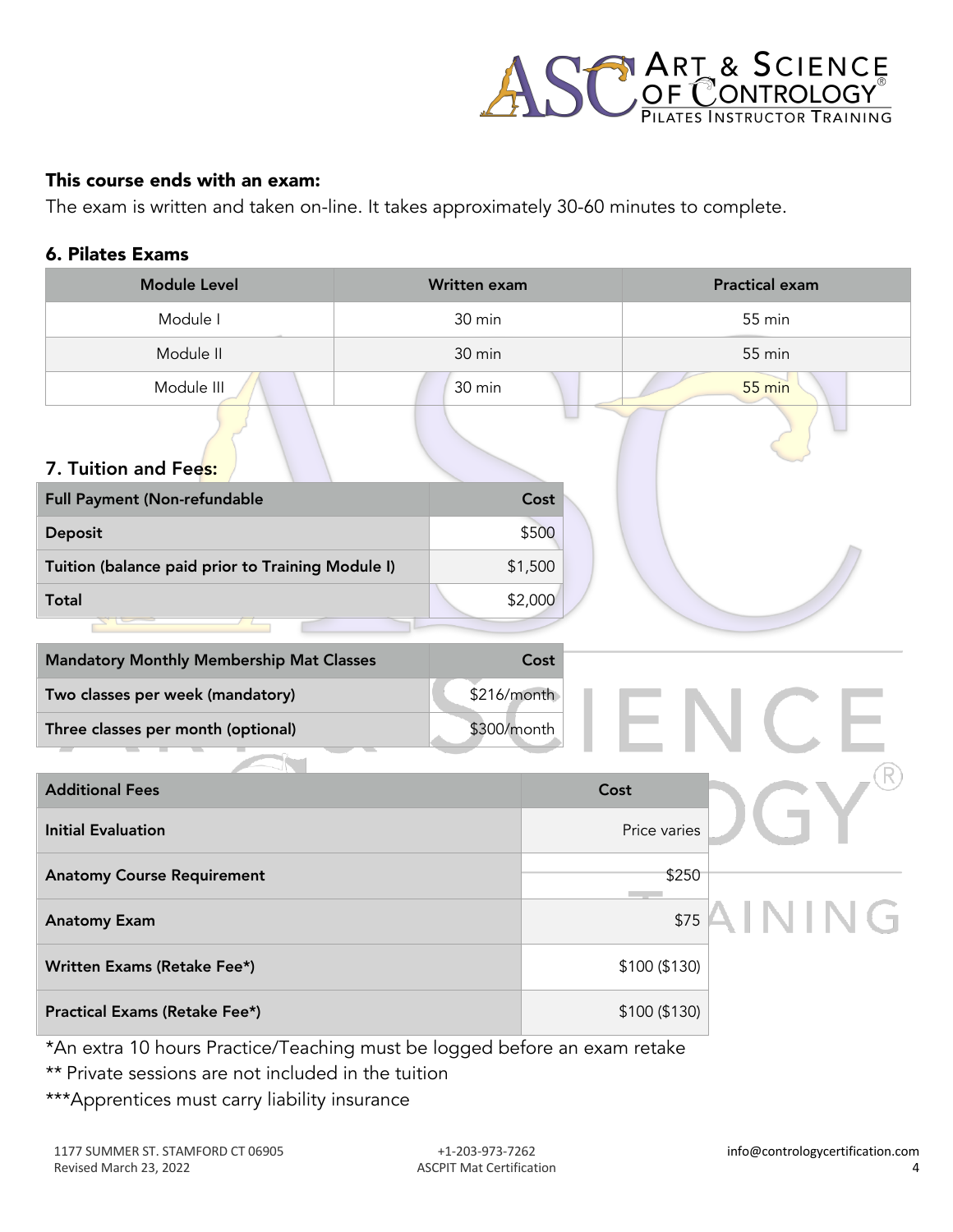### This course ends with an exam:

The exam is written and taken on-line. It takes approximately 30-60 minutes to complete.

### 6. Pilates Exams

| Module Level | Written exam | Practical exam |
|---|---|---|
| Module I | 30 min | 55 min |
| Module II | 30 min | 55 min |
| Module III | 30 min | 55 min |

### 7. Tuition and Fees:

| Full Payment (Non-refundable | Cost |
|---|---|
| **Deposit** | $500 |
| **Tuition (balance paid prior to Training Module I)** | $1,500 |
| **Total** | $2,000 |

| Mandatory Monthly Membership Mat Classes | Cost |
|---|---|
| **Two classes per week (mandatory)** | $216/month |
| **Three classes per month (optional)** | $300/month |

| Additional Fees | Cost |
|---|---|
| **Initial Evaluation** | Price varies |
| **Anatomy Course Requirement** | $250 |
| **Anatomy Exam** | $75 |
| **Written Exams (Retake Fee*)** | $100 ($130) |
| **Practical Exams (Retake Fee*)** | $100 ($130) |

*An extra 10 hours Practice/Teaching must be logged before an exam retake

** Private sessions are not included in the tuition

***Apprentices must carry liability insurance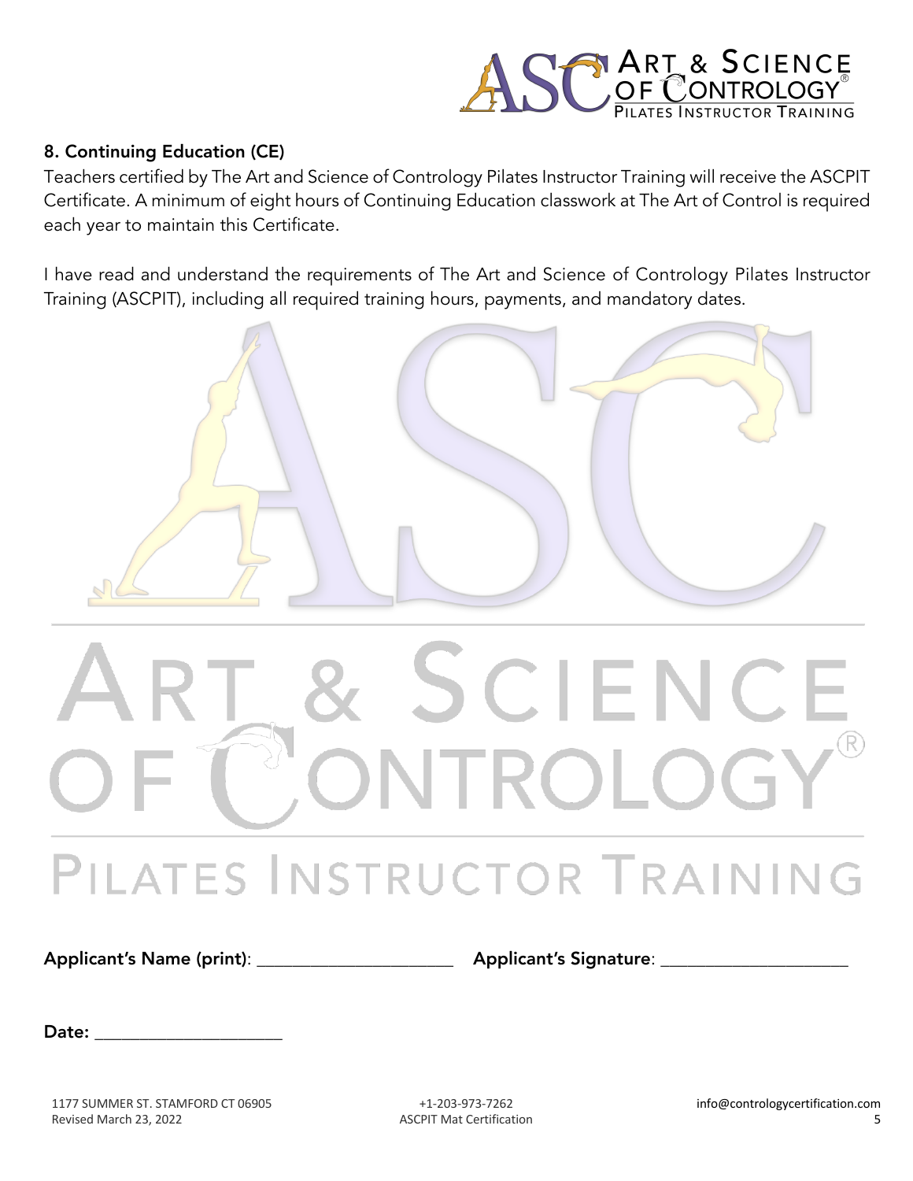## 8. Continuing Education (CE)

Teachers certified by The Art and Science of Contrology Pilates Instructor Training will receive the ASCPIT Certificate. A minimum of eight hours of Continuing Education classwork at The Art of Control is required each year to maintain this Certificate.

I have read and understand the requirements of The Art and Science of Contrology Pilates Instructor Training (ASCPIT), including all required training hours, payments, and mandatory dates.

**Applicant's Name (print)**: ____________________ **Applicant's Signature**: ____________________

**Date:** ____________________